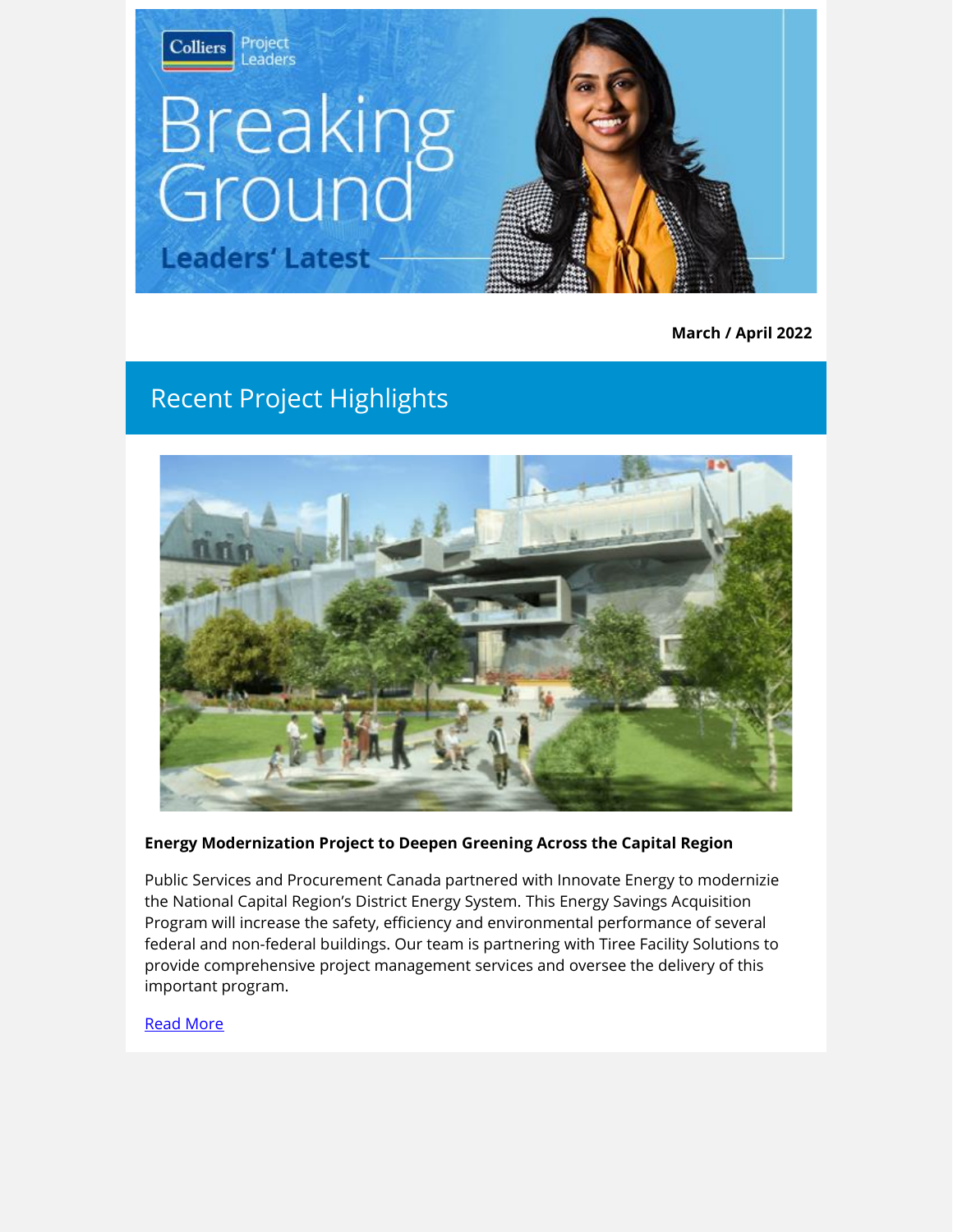# Breaking Ground

## Leaders' Latest

**March / April 2022**

## Recent Project Highlights

**Energy Modernization Project to Deepen Greening Across the Capital Region**

Public Services and Procurement Canada partnered with Innovate Energy to modernizie the National Capital Region's District Energy System. This Energy Savings Acquisition Program will increase the safety, efficiency and environmental performance of several federal and non-federal buildings. Our team is partnering with Tiree Facility Solutions to provide comprehensive project management services and oversee the delivery of this important program.

Read More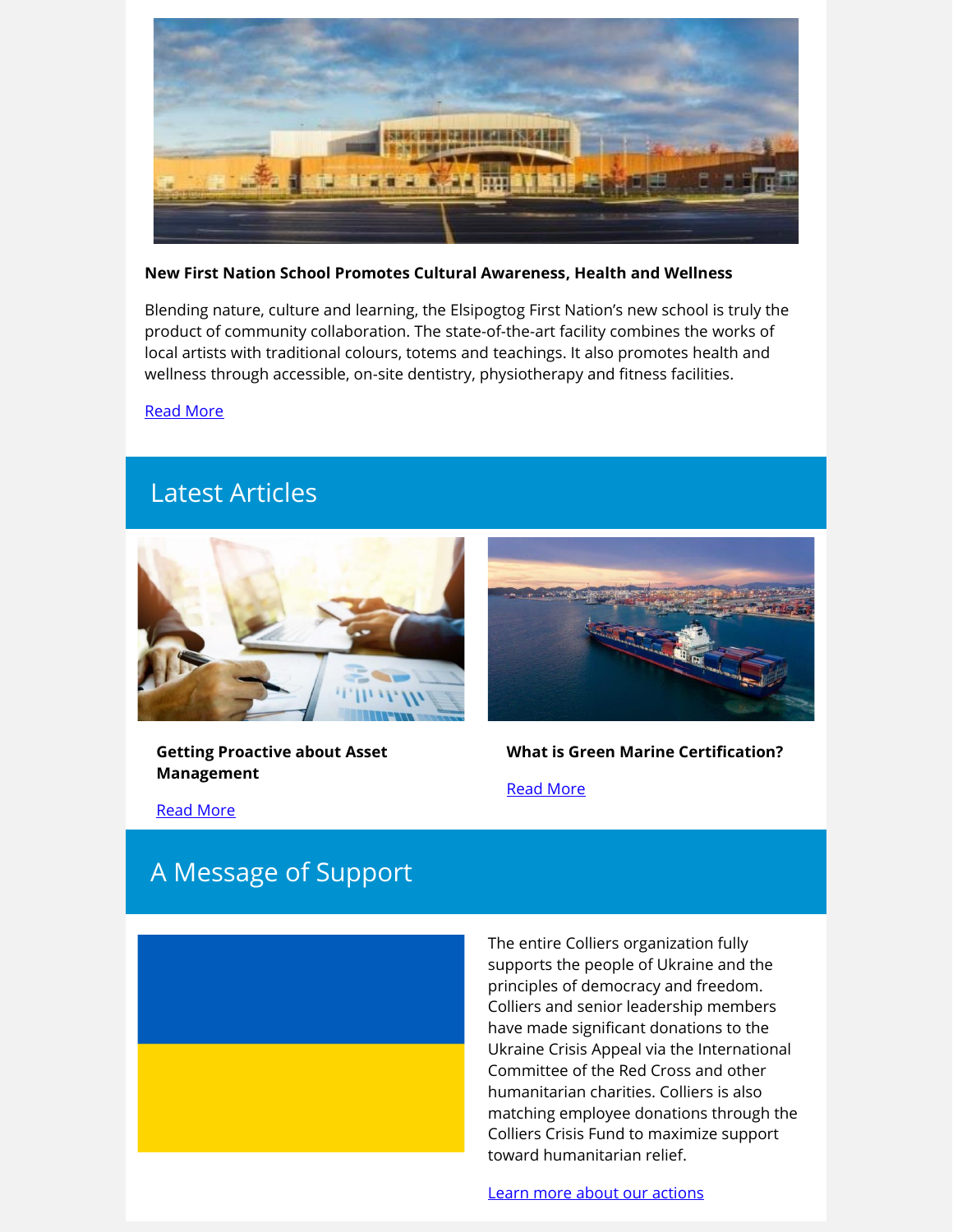**New First Nation School Promotes Cultural Awareness, Health and Wellness**

Blending nature, culture and learning, the Elsipogtog First Nation's new school is truly the product of community collaboration. The state-of-the-art facility combines the works of local artists with traditional colours, totems and teachings. It also promotes health and wellness through accessible, on-site dentistry, physiotherapy and fitness facilities.

Read More

## Latest Articles

**Getting Proactive about Asset Management**

Read More

**What is Green Marine Certification?**

Read More

## A Message of Support

The entire Colliers organization fully supports the people of Ukraine and the principles of democracy and freedom. Colliers and senior leadership members have made significant donations to the Ukraine Crisis Appeal via the International Committee of the Red Cross and other humanitarian charities. Colliers is also matching employee donations through the Colliers Crisis Fund to maximize support toward humanitarian relief.

Learn more about our actions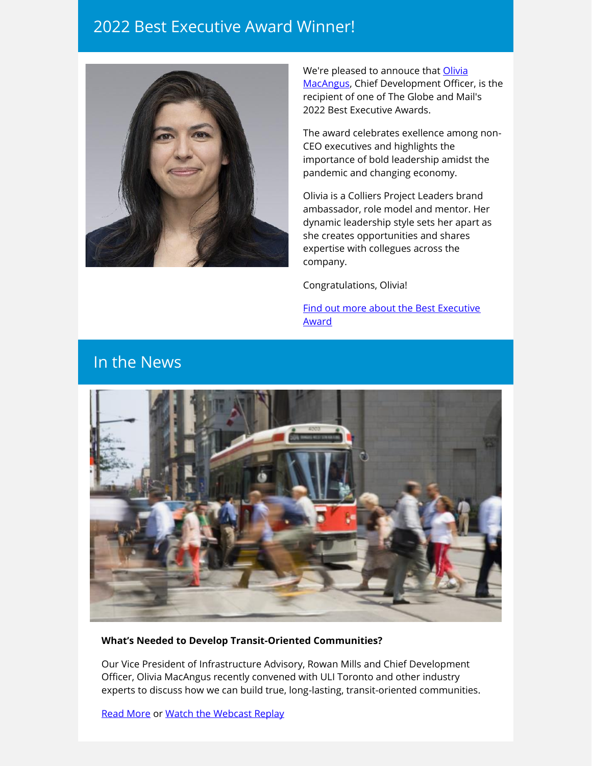## 2022 Best Executive Award Winner!

We're pleased to annouce that [Olivia MacAngus](), Chief Development Officer, is the recipient of one of The Globe and Mail's 2022 Best Executive Awards.

The award celebrates exellence among non-CEO executives and highlights the importance of bold leadership amidst the pandemic and changing economy.

Olivia is a Colliers Project Leaders brand ambassador, role model and mentor. Her dynamic leadership style sets her apart as she creates opportunities and shares expertise with collegues across the company.

Congratulations, Olivia!

[Find out more about the Best Executive Award]()

## In the News

**What's Needed to Develop Transit-Oriented Communities?**

Our Vice President of Infrastructure Advisory, Rowan Mills and Chief Development Officer, Olivia MacAngus recently convened with ULI Toronto and other industry experts to discuss how we can build true, long-lasting, transit-oriented communities.

[Read More]() or [Watch the Webcast Replay]()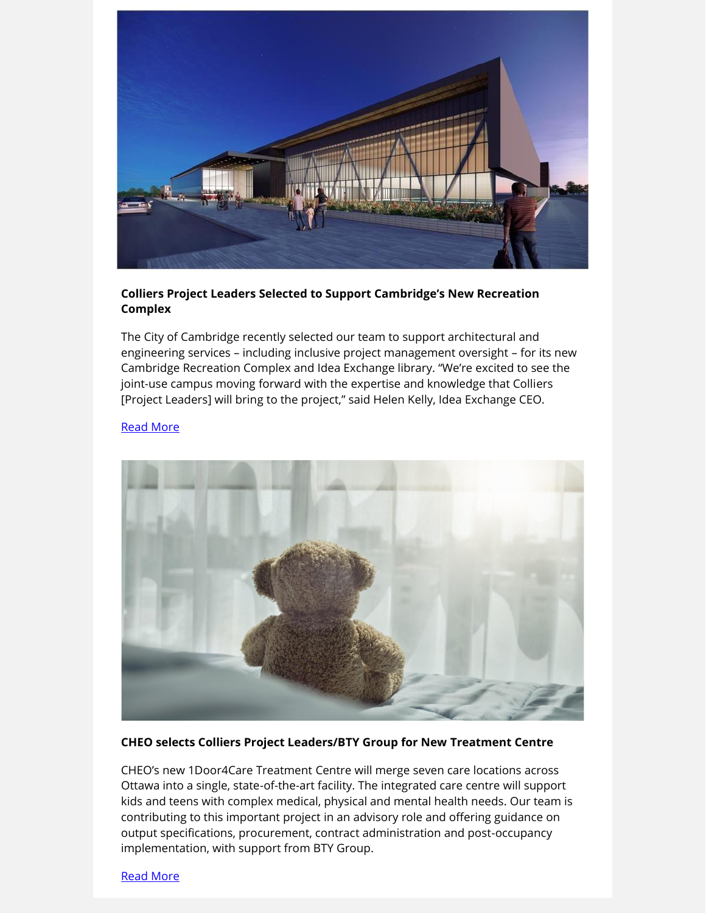**Colliers Project Leaders Selected to Support Cambridge's New Recreation Complex**

The City of Cambridge recently selected our team to support architectural and engineering services – including inclusive project management oversight – for its new Cambridge Recreation Complex and Idea Exchange library. "We're excited to see the joint-use campus moving forward with the expertise and knowledge that Colliers [Project Leaders] will bring to the project," said Helen Kelly, Idea Exchange CEO.

Read More

**CHEO selects Colliers Project Leaders/BTY Group for New Treatment Centre**

CHEO's new 1Door4Care Treatment Centre will merge seven care locations across Ottawa into a single, state-of-the-art facility. The integrated care centre will support kids and teens with complex medical, physical and mental health needs. Our team is contributing to this important project in an advisory role and offering guidance on output specifications, procurement, contract administration and post-occupancy implementation, with support from BTY Group.

Read More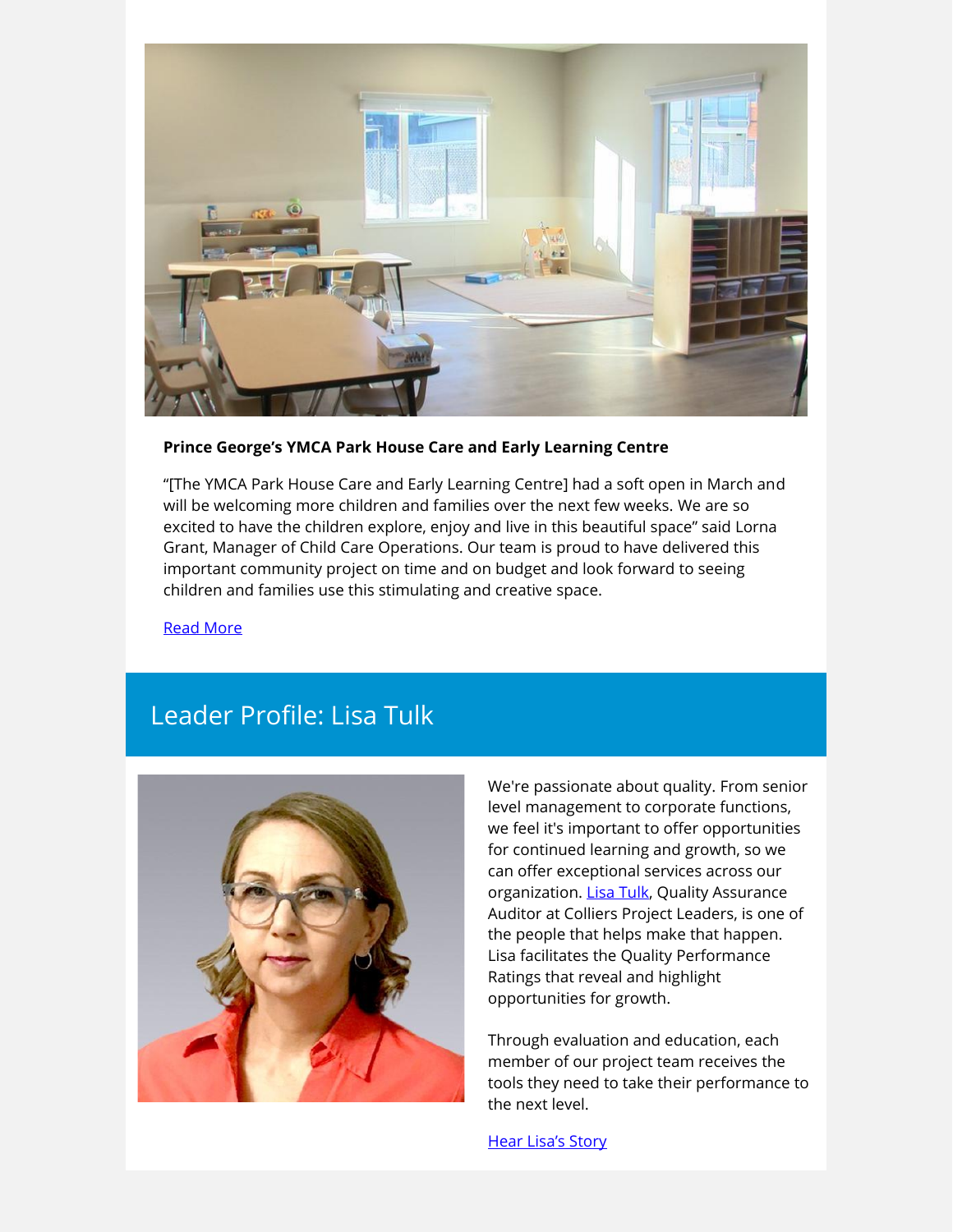**Prince George's YMCA Park House Care and Early Learning Centre**

"[The YMCA Park House Care and Early Learning Centre] had a soft open in March and will be welcoming more children and families over the next few weeks. We are so excited to have the children explore, enjoy and live in this beautiful space" said Lorna Grant, Manager of Child Care Operations. Our team is proud to have delivered this important community project on time and on budget and look forward to seeing children and families use this stimulating and creative space.

Read More

## Leader Profile: Lisa Tulk

We're passionate about quality. From senior level management to corporate functions, we feel it's important to offer opportunities for continued learning and growth, so we can offer exceptional services across our organization. Lisa Tulk, Quality Assurance Auditor at Colliers Project Leaders, is one of the people that helps make that happen. Lisa facilitates the Quality Performance Ratings that reveal and highlight opportunities for growth.

Through evaluation and education, each member of our project team receives the tools they need to take their performance to the next level.

Hear Lisa's Story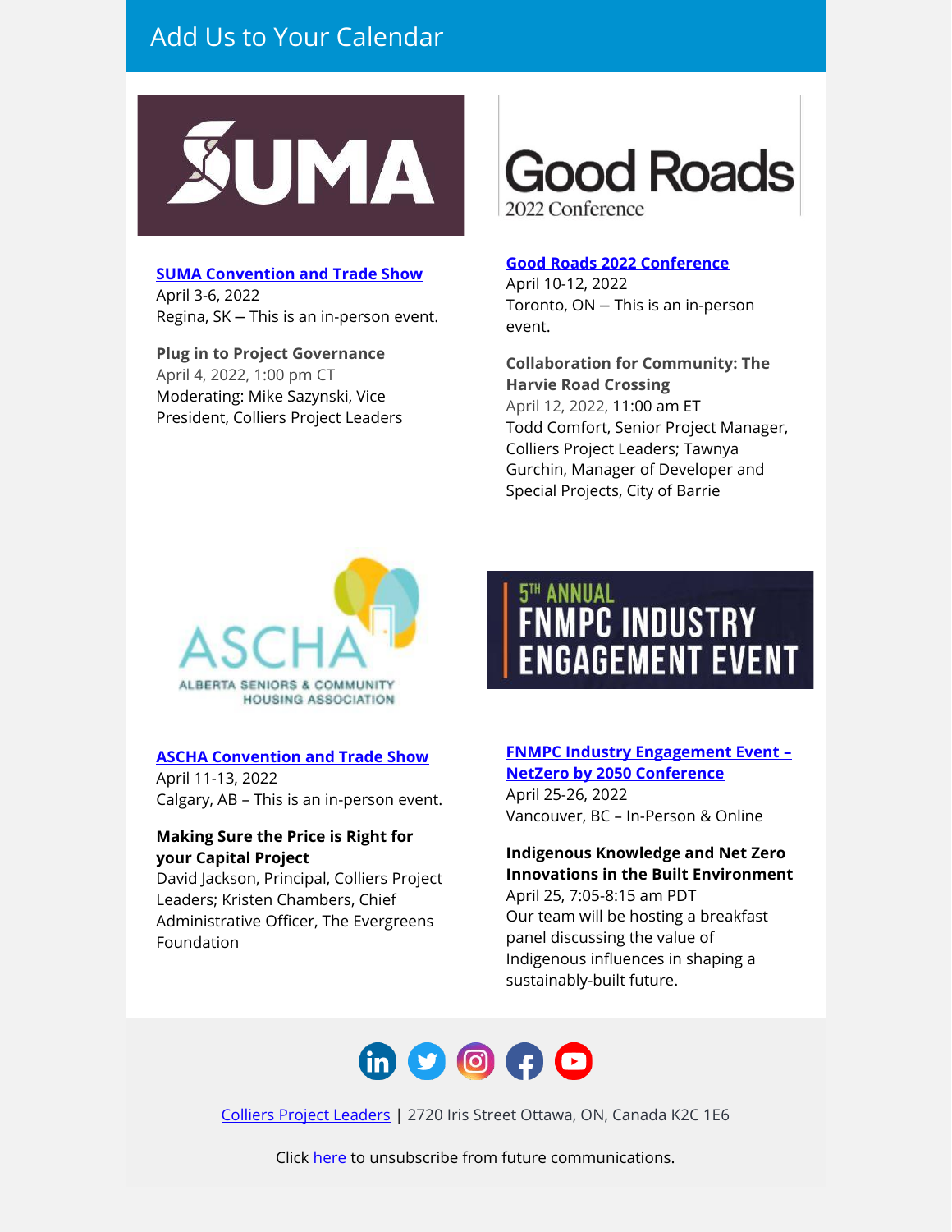## Add Us to Your Calendar

**SUMA Convention and Trade Show**
April 3-6, 2022
Regina, SK – This is an in-person event.

**Plug in to Project Governance**
April 4, 2022, 1:00 pm CT
Moderating: Mike Sazynski, Vice President, Colliers Project Leaders

**Good Roads 2022 Conference**
April 10-12, 2022
Toronto, ON – This is an in-person event.

**Collaboration for Community: The Harvie Road Crossing**
April 12, 2022, 11:00 am ET
Todd Comfort, Senior Project Manager, Colliers Project Leaders; Tawnya Gurchin, Manager of Developer and Special Projects, City of Barrie

**ASCHA Convention and Trade Show**
April 11-13, 2022
Calgary, AB – This is an in-person event.

**Making Sure the Price is Right for your Capital Project**
David Jackson, Principal, Colliers Project Leaders; Kristen Chambers, Chief Administrative Officer, The Evergreens Foundation

**FNMPC Industry Engagement Event – NetZero by 2050 Conference**
April 25-26, 2022
Vancouver, BC – In-Person & Online

**Indigenous Knowledge and Net Zero Innovations in the Built Environment**
April 25, 7:05-8:15 am PDT
Our team will be hosting a breakfast panel discussing the value of Indigenous influences in shaping a sustainably-built future.

Colliers Project Leaders | 2720 Iris Street Ottawa, ON, Canada K2C 1E6

Click here to unsubscribe from future communications.